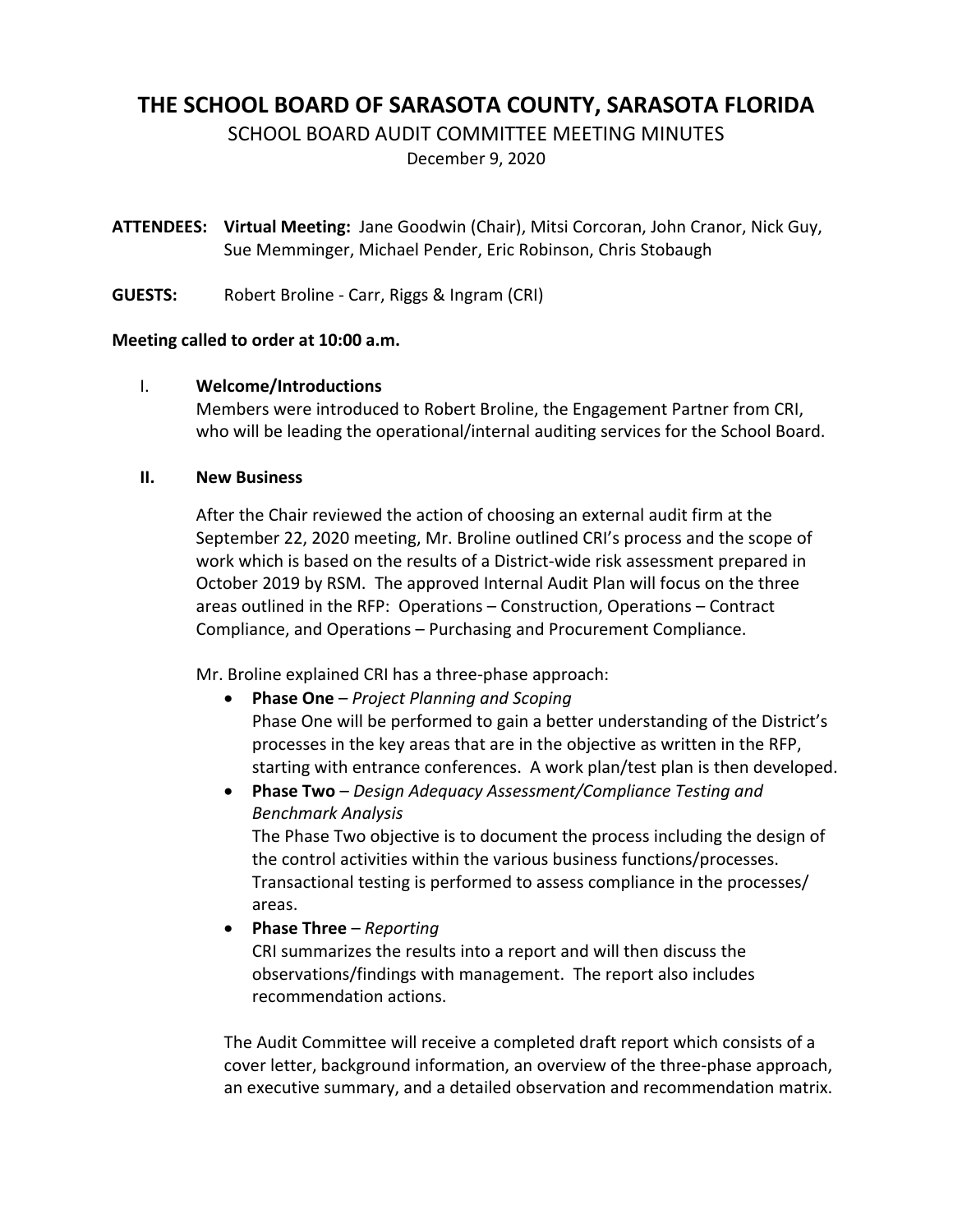# THE SCHOOL BOARD OF SARASOTA COUNTY, SARASOTA FLORIDA

## SCHOOL BOARD AUDIT COMMITTEE MEETING MINUTES

December 9, 2020

**ATTENDEES:** **Virtual Meeting:** Jane Goodwin (Chair), Mitsi Corcoran, John Cranor, Nick Guy, Sue Memminger, Michael Pender, Eric Robinson, Chris Stobaugh

**GUESTS:** Robert Broline - Carr, Riggs & Ingram (CRI)

**Meeting called to order at 10:00 a.m.**

I. **Welcome/Introductions**

Members were introduced to Robert Broline, the Engagement Partner from CRI, who will be leading the operational/internal auditing services for the School Board.

**II. New Business**

After the Chair reviewed the action of choosing an external audit firm at the September 22, 2020 meeting, Mr. Broline outlined CRI's process and the scope of work which is based on the results of a District-wide risk assessment prepared in October 2019 by RSM. The approved Internal Audit Plan will focus on the three areas outlined in the RFP: Operations – Construction, Operations – Contract Compliance, and Operations – Purchasing and Procurement Compliance.

Mr. Broline explained CRI has a three-phase approach:

- **Phase One** – *Project Planning and Scoping*
  Phase One will be performed to gain a better understanding of the District's processes in the key areas that are in the objective as written in the RFP, starting with entrance conferences. A work plan/test plan is then developed.
- **Phase Two** – *Design Adequacy Assessment/Compliance Testing and Benchmark Analysis*
  The Phase Two objective is to document the process including the design of the control activities within the various business functions/processes. Transactional testing is performed to assess compliance in the processes/areas.
- **Phase Three** – *Reporting*
  CRI summarizes the results into a report and will then discuss the observations/findings with management. The report also includes recommendation actions.

The Audit Committee will receive a completed draft report which consists of a cover letter, background information, an overview of the three-phase approach, an executive summary, and a detailed observation and recommendation matrix.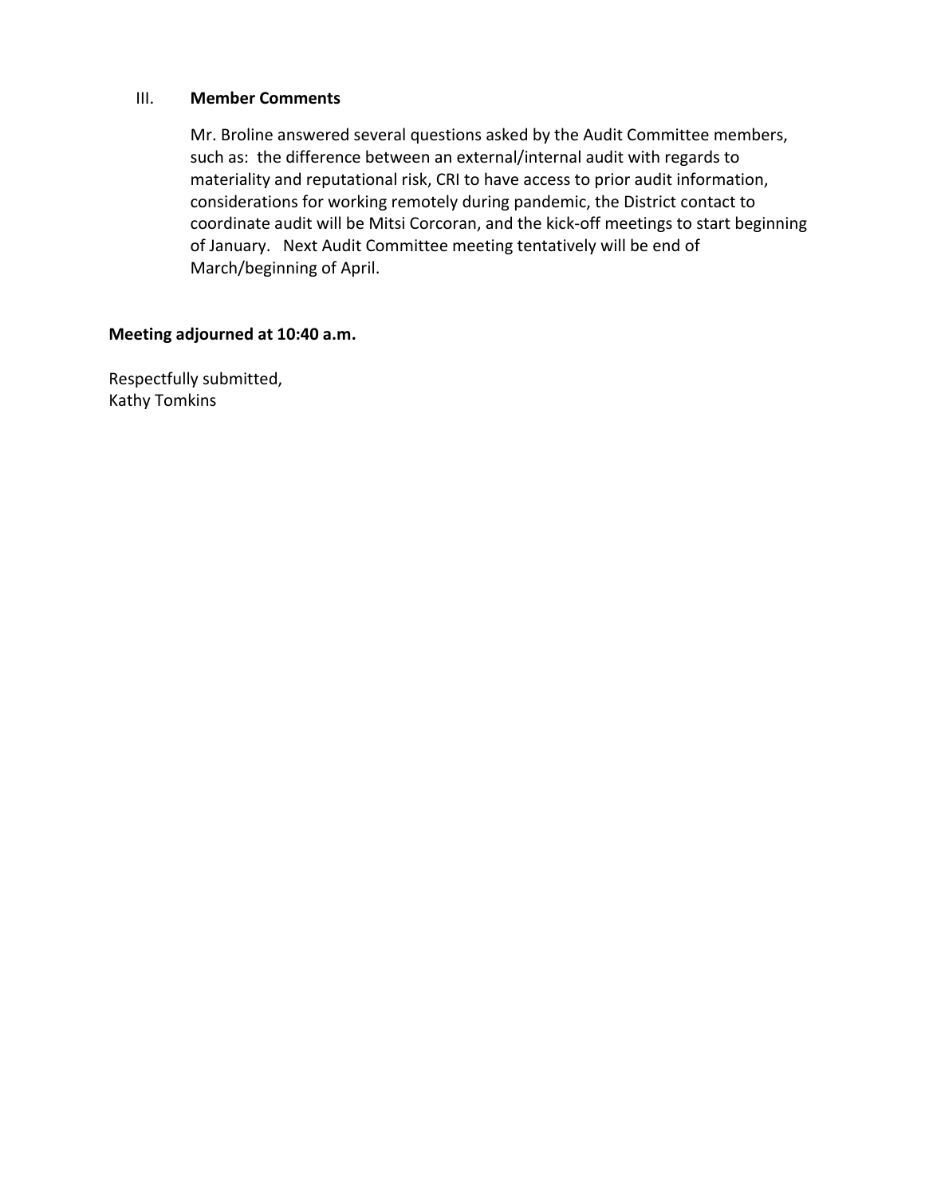### III. Member Comments

Mr. Broline answered several questions asked by the Audit Committee members, such as: the difference between an external/internal audit with regards to materiality and reputational risk, CRI to have access to prior audit information, considerations for working remotely during pandemic, the District contact to coordinate audit will be Mitsi Corcoran, and the kick-off meetings to start beginning of January. Next Audit Committee meeting tentatively will be end of March/beginning of April.

**Meeting adjourned at 10:40 a.m.**

Respectfully submitted,
Kathy Tomkins